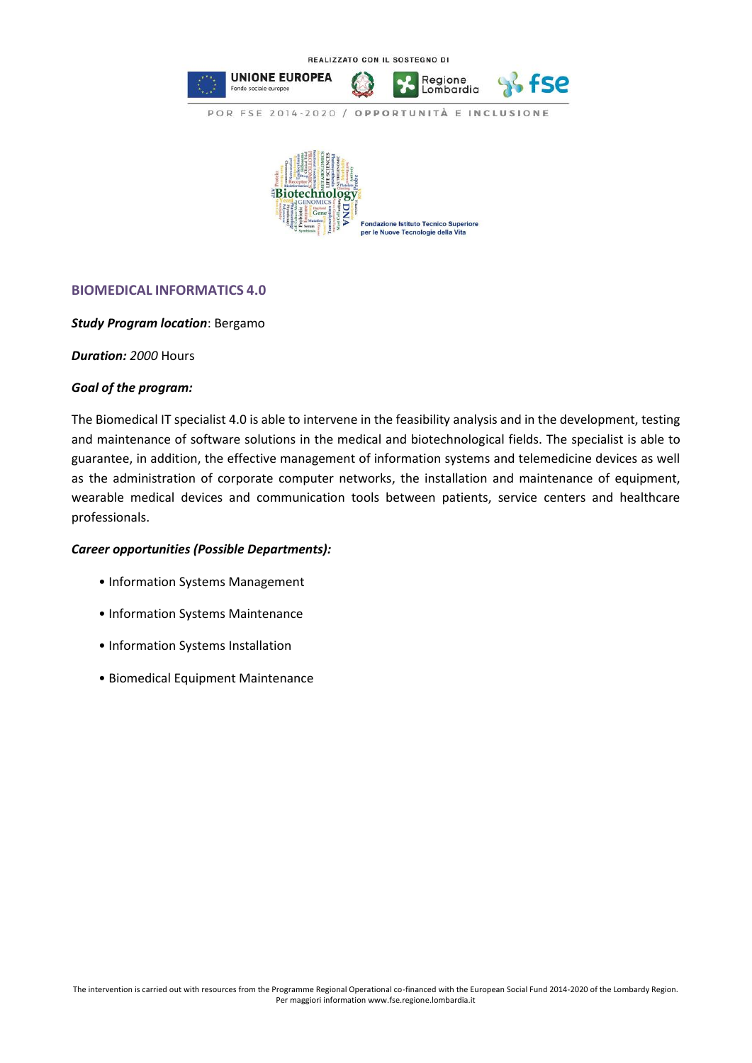REALIZZATO CON IL SOSTEGNO DI

UNIONE EUROPEA
Fondo sociale europeo

Regione Lombardia

fse

POR FSE 2014-2020 / OPPORTUNITÀ E INCLUSIONE

Fondazione Istituto Tecnico Superiore per le Nuove Tecnologie della Vita

## BIOMEDICAL INFORMATICS 4.0

***Study Program location***: Bergamo

***Duration:*** *2000* Hours

***Goal of the program:***

The Biomedical IT specialist 4.0 is able to intervene in the feasibility analysis and in the development, testing and maintenance of software solutions in the medical and biotechnological fields. The specialist is able to guarantee, in addition, the effective management of information systems and telemedicine devices as well as the administration of corporate computer networks, the installation and maintenance of equipment, wearable medical devices and communication tools between patients, service centers and healthcare professionals.

***Career opportunities (Possible Departments):***

- Information Systems Management
- Information Systems Maintenance
- Information Systems Installation
- Biomedical Equipment Maintenance

The intervention is carried out with resources from the Programme Regional Operational co-financed with the European Social Fund 2014-2020 of the Lombardy Region.
Per maggiori information www.fse.regione.lombardia.it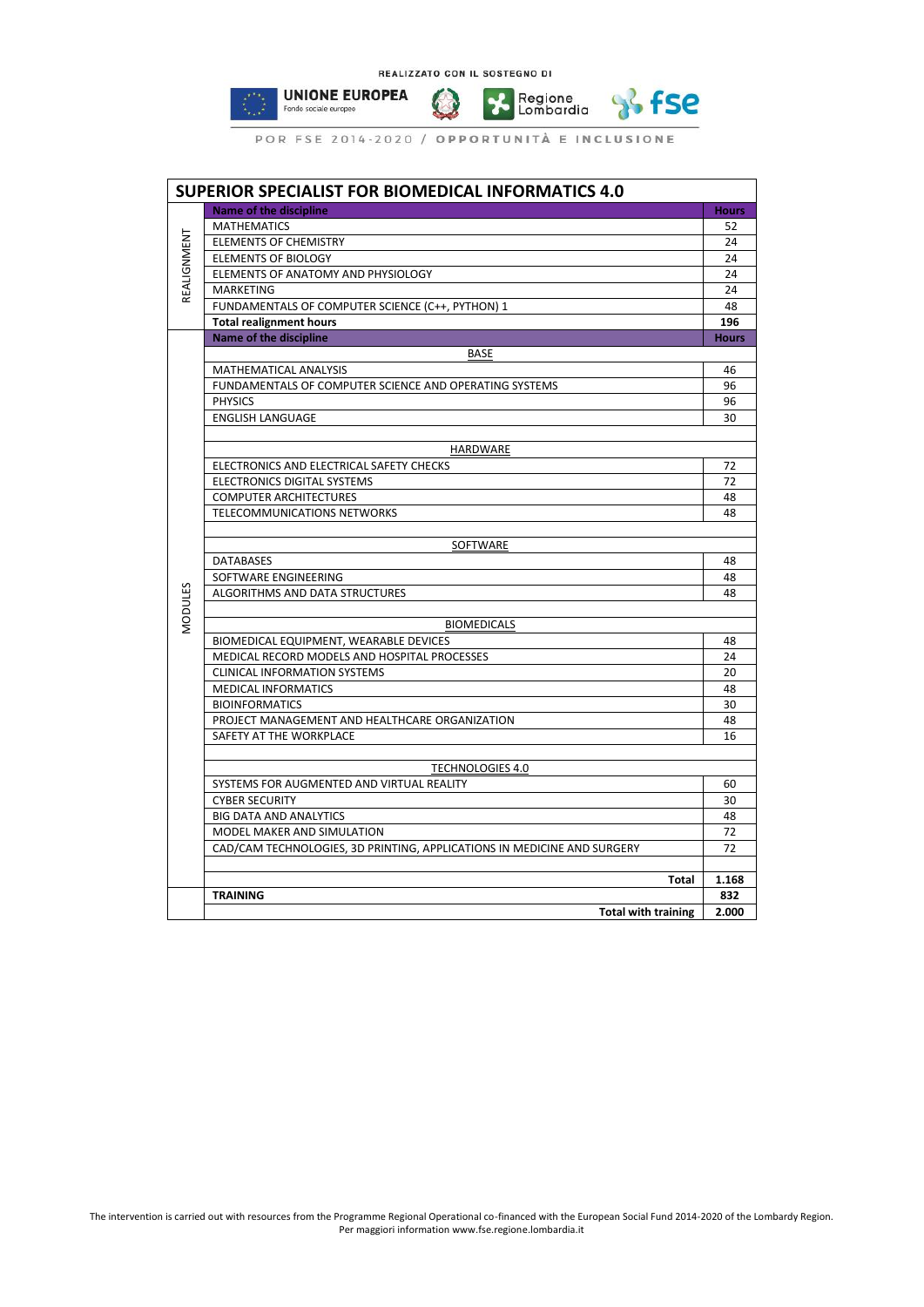REALIZZATO CON IL SOSTEGNO DI

UNIONE EUROPEA
Fondo sociale europeo

Regione Lombardia

fse

POR FSE 2014-2020 / OPPORTUNITÀ E INCLUSIONE

## SUPERIOR SPECIALIST FOR BIOMEDICAL INFORMATICS 4.0

| | Name of the discipline | Hours |
|---|---|---|
| REALIGNMENT | MATHEMATICS | 52 |
| | ELEMENTS OF CHEMISTRY | 24 |
| | ELEMENTS OF BIOLOGY | 24 |
| | ELEMENTS OF ANATOMY AND PHYSIOLOGY | 24 |
| | MARKETING | 24 |
| | FUNDAMENTALS OF COMPUTER SCIENCE (C++, PYTHON) 1 | 48 |
| | **Total realignment hours** | **196** |
| MODULES | **Name of the discipline** | **Hours** |
| | BASE | |
| | MATHEMATICAL ANALYSIS | 46 |
| | FUNDAMENTALS OF COMPUTER SCIENCE AND OPERATING SYSTEMS | 96 |
| | PHYSICS | 96 |
| | ENGLISH LANGUAGE | 30 |
| | | |
| | HARDWARE | |
| | ELECTRONICS AND ELECTRICAL SAFETY CHECKS | 72 |
| | ELECTRONICS DIGITAL SYSTEMS | 72 |
| | COMPUTER ARCHITECTURES | 48 |
| | TELECOMMUNICATIONS NETWORKS | 48 |
| | | |
| | SOFTWARE | |
| | DATABASES | 48 |
| | SOFTWARE ENGINEERING | 48 |
| | ALGORITHMS AND DATA STRUCTURES | 48 |
| | | |
| | BIOMEDICALS | |
| | BIOMEDICAL EQUIPMENT, WEARABLE DEVICES | 48 |
| | MEDICAL RECORD MODELS AND HOSPITAL PROCESSES | 24 |
| | CLINICAL INFORMATION SYSTEMS | 20 |
| | MEDICAL INFORMATICS | 48 |
| | BIOINFORMATICS | 30 |
| | PROJECT MANAGEMENT AND HEALTHCARE ORGANIZATION | 48 |
| | SAFETY AT THE WORKPLACE | 16 |
| | | |
| | TECHNOLOGIES 4.0 | |
| | SYSTEMS FOR AUGMENTED AND VIRTUAL REALITY | 60 |
| | CYBER SECURITY | 30 |
| | BIG DATA AND ANALYTICS | 48 |
| | MODEL MAKER AND SIMULATION | 72 |
| | CAD/CAM TECHNOLOGIES, 3D PRINTING, APPLICATIONS IN MEDICINE AND SURGERY | 72 |
| | | |
| | **Total** | **1.168** |
| | **TRAINING** | **832** |
| | **Total with training** | **2.000** |

The intervention is carried out with resources from the Programme Regional Operational co-financed with the European Social Fund 2014-2020 of the Lombardy Region.
Per maggiori information www.fse.regione.lombardia.it